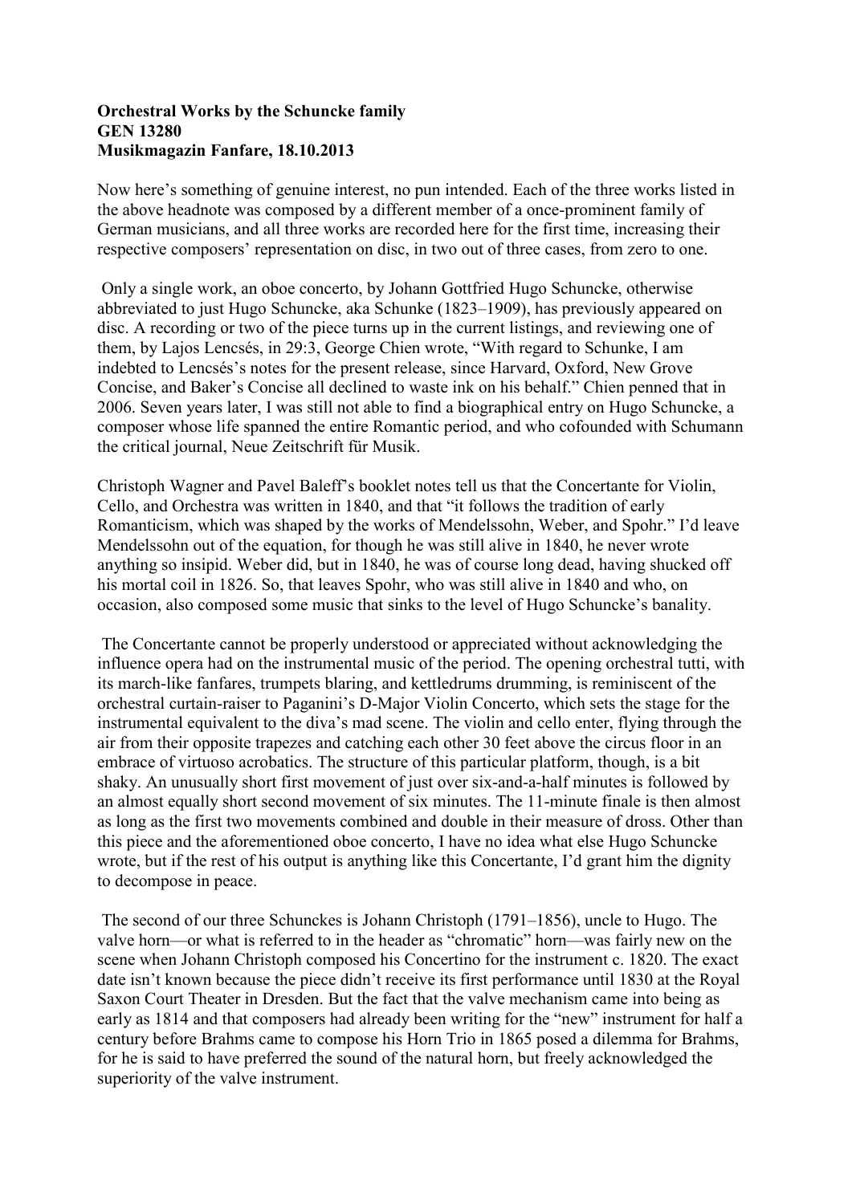**Orchestral Works by the Schuncke family**
**GEN 13280**
**Musikmagazin Fanfare, 18.10.2013**

Now here's something of genuine interest, no pun intended. Each of the three works listed in the above headnote was composed by a different member of a once-prominent family of German musicians, and all three works are recorded here for the first time, increasing their respective composers' representation on disc, in two out of three cases, from zero to one.

Only a single work, an oboe concerto, by Johann Gottfried Hugo Schuncke, otherwise abbreviated to just Hugo Schuncke, aka Schunke (1823–1909), has previously appeared on disc. A recording or two of the piece turns up in the current listings, and reviewing one of them, by Lajos Lencsés, in 29:3, George Chien wrote, "With regard to Schunke, I am indebted to Lencsés's notes for the present release, since Harvard, Oxford, New Grove Concise, and Baker's Concise all declined to waste ink on his behalf." Chien penned that in 2006. Seven years later, I was still not able to find a biographical entry on Hugo Schuncke, a composer whose life spanned the entire Romantic period, and who cofounded with Schumann the critical journal, Neue Zeitschrift für Musik.

Christoph Wagner and Pavel Baleff's booklet notes tell us that the Concertante for Violin, Cello, and Orchestra was written in 1840, and that "it follows the tradition of early Romanticism, which was shaped by the works of Mendelssohn, Weber, and Spohr." I'd leave Mendelssohn out of the equation, for though he was still alive in 1840, he never wrote anything so insipid. Weber did, but in 1840, he was of course long dead, having shucked off his mortal coil in 1826. So, that leaves Spohr, who was still alive in 1840 and who, on occasion, also composed some music that sinks to the level of Hugo Schuncke's banality.

The Concertante cannot be properly understood or appreciated without acknowledging the influence opera had on the instrumental music of the period. The opening orchestral tutti, with its march-like fanfares, trumpets blaring, and kettledrums drumming, is reminiscent of the orchestral curtain-raiser to Paganini's D-Major Violin Concerto, which sets the stage for the instrumental equivalent to the diva's mad scene. The violin and cello enter, flying through the air from their opposite trapezes and catching each other 30 feet above the circus floor in an embrace of virtuoso acrobatics. The structure of this particular platform, though, is a bit shaky. An unusually short first movement of just over six-and-a-half minutes is followed by an almost equally short second movement of six minutes. The 11-minute finale is then almost as long as the first two movements combined and double in their measure of dross. Other than this piece and the aforementioned oboe concerto, I have no idea what else Hugo Schuncke wrote, but if the rest of his output is anything like this Concertante, I'd grant him the dignity to decompose in peace.

The second of our three Schunckes is Johann Christoph (1791–1856), uncle to Hugo. The valve horn—or what is referred to in the header as "chromatic" horn—was fairly new on the scene when Johann Christoph composed his Concertino for the instrument c. 1820. The exact date isn't known because the piece didn't receive its first performance until 1830 at the Royal Saxon Court Theater in Dresden. But the fact that the valve mechanism came into being as early as 1814 and that composers had already been writing for the "new" instrument for half a century before Brahms came to compose his Horn Trio in 1865 posed a dilemma for Brahms, for he is said to have preferred the sound of the natural horn, but freely acknowledged the superiority of the valve instrument.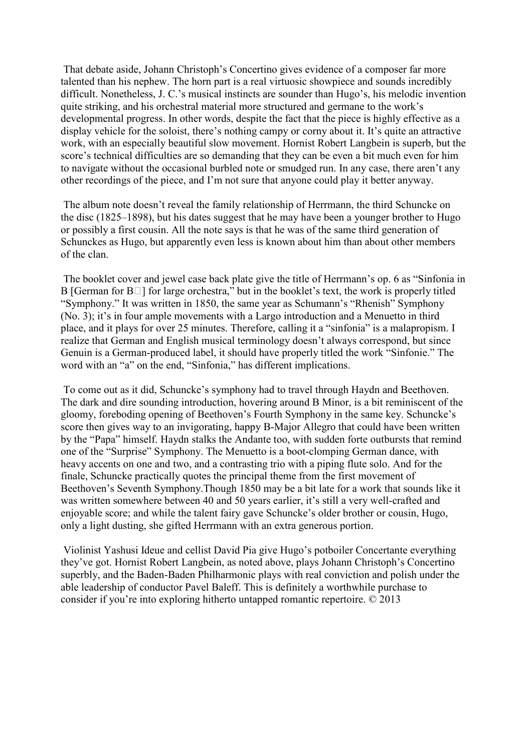That debate aside, Johann Christoph's Concertino gives evidence of a composer far more talented than his nephew. The horn part is a real virtuosic showpiece and sounds incredibly difficult. Nonetheless, J. C.'s musical instincts are sounder than Hugo's, his melodic invention quite striking, and his orchestral material more structured and germane to the work's developmental progress. In other words, despite the fact that the piece is highly effective as a display vehicle for the soloist, there's nothing campy or corny about it. It's quite an attractive work, with an especially beautiful slow movement. Hornist Robert Langbein is superb, but the score's technical difficulties are so demanding that they can be even a bit much even for him to navigate without the occasional burbled note or smudged run. In any case, there aren't any other recordings of the piece, and I'm not sure that anyone could play it better anyway.

The album note doesn't reveal the family relationship of Herrmann, the third Schuncke on the disc (1825–1898), but his dates suggest that he may have been a younger brother to Hugo or possibly a first cousin. All the note says is that he was of the same third generation of Schunckes as Hugo, but apparently even less is known about him than about other members of the clan.

The booklet cover and jewel case back plate give the title of Herrmann's op. 6 as "Sinfonia in B [German for B♮] for large orchestra," but in the booklet's text, the work is properly titled "Symphony." It was written in 1850, the same year as Schumann's "Rhenish" Symphony (No. 3); it's in four ample movements with a Largo introduction and a Menuetto in third place, and it plays for over 25 minutes. Therefore, calling it a "sinfonia" is a malapropism. I realize that German and English musical terminology doesn't always correspond, but since Genuin is a German-produced label, it should have properly titled the work "Sinfonie." The word with an "a" on the end, "Sinfonia," has different implications.

To come out as it did, Schuncke's symphony had to travel through Haydn and Beethoven. The dark and dire sounding introduction, hovering around B Minor, is a bit reminiscent of the gloomy, foreboding opening of Beethoven's Fourth Symphony in the same key. Schuncke's score then gives way to an invigorating, happy B-Major Allegro that could have been written by the "Papa" himself. Haydn stalks the Andante too, with sudden forte outbursts that remind one of the "Surprise" Symphony. The Menuetto is a boot-clomping German dance, with heavy accents on one and two, and a contrasting trio with a piping flute solo. And for the finale, Schuncke practically quotes the principal theme from the first movement of Beethoven's Seventh Symphony.Though 1850 may be a bit late for a work that sounds like it was written somewhere between 40 and 50 years earlier, it's still a very well-crafted and enjoyable score; and while the talent fairy gave Schuncke's older brother or cousin, Hugo, only a light dusting, she gifted Herrmann with an extra generous portion.

Violinist Yashusi Ideue and cellist David Pia give Hugo's potboiler Concertante everything they've got. Hornist Robert Langbein, as noted above, plays Johann Christoph's Concertino superbly, and the Baden-Baden Philharmonic plays with real conviction and polish under the able leadership of conductor Pavel Baleff. This is definitely a worthwhile purchase to consider if you're into exploring hitherto untapped romantic repertoire. © 2013